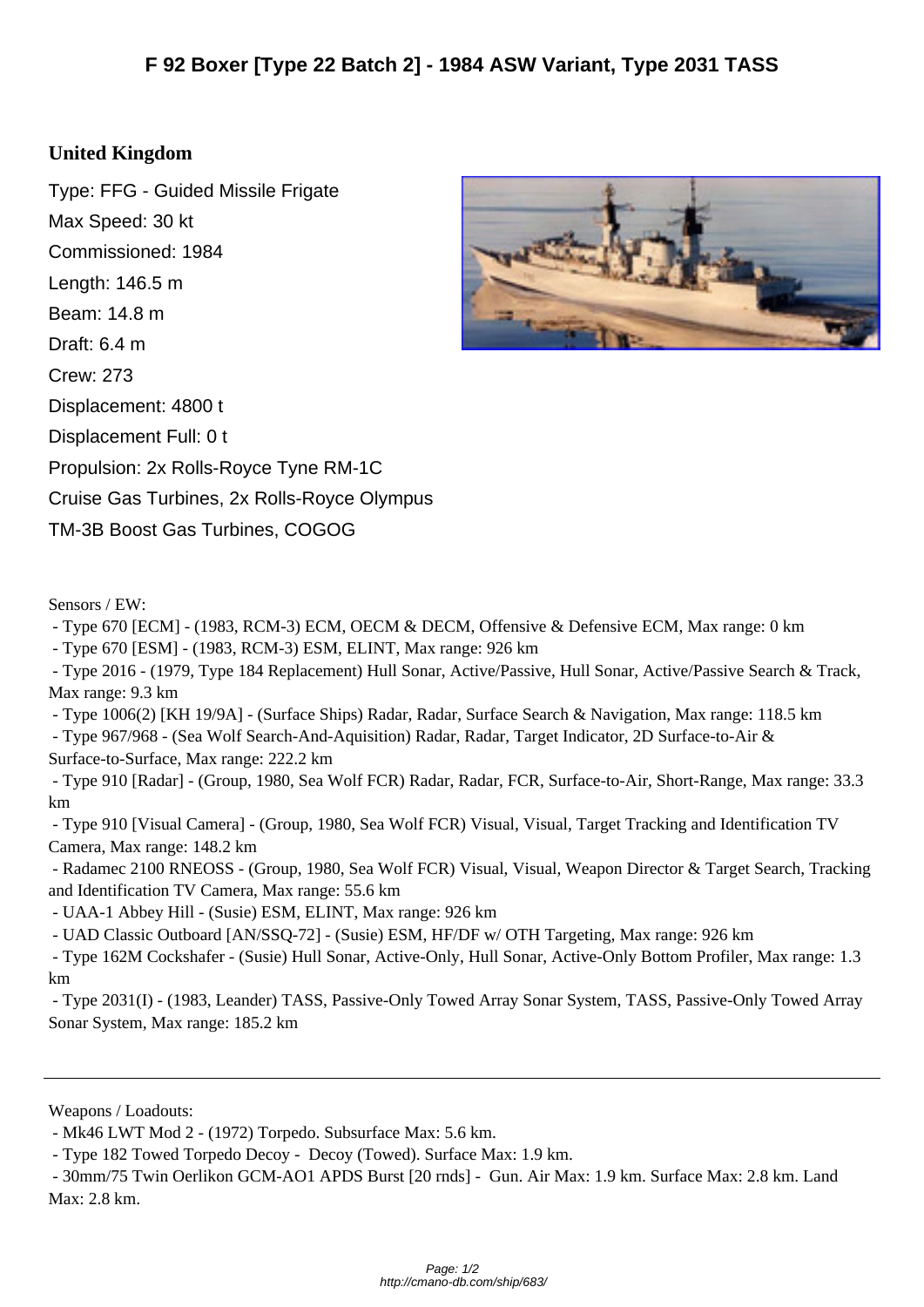# F 92 Boxer [Type 22 Batch 2] - 1984 ASW Variant, Type 2031 TASS

## United Kingdom

Type: FFG - Guided Missile Frigate

Max Speed: 30 kt

Commissioned: 1984

Length: 146.5 m

Beam: 14.8 m

Draft: 6.4 m

Crew: 273

Displacement: 4800 t

Displacement Full: 0 t

Propulsion: 2x Rolls-Royce Tyne RM-1C Cruise Gas Turbines, 2x Rolls-Royce Olympus TM-3B Boost Gas Turbines, COGOG

Sensors / EW:

- Type 670 [ECM] - (1983, RCM-3) ECM, OECM & DECM, Offensive & Defensive ECM, Max range: 0 km
- Type 670 [ESM] - (1983, RCM-3) ESM, ELINT, Max range: 926 km
- Type 2016 - (1979, Type 184 Replacement) Hull Sonar, Active/Passive, Hull Sonar, Active/Passive Search & Track, Max range: 9.3 km
- Type 1006(2) [KH 19/9A] - (Surface Ships) Radar, Radar, Surface Search & Navigation, Max range: 118.5 km
- Type 967/968 - (Sea Wolf Search-And-Aquisition) Radar, Radar, Target Indicator, 2D Surface-to-Air & Surface-to-Surface, Max range: 222.2 km
- Type 910 [Radar] - (Group, 1980, Sea Wolf FCR) Radar, Radar, FCR, Surface-to-Air, Short-Range, Max range: 33.3 km
- Type 910 [Visual Camera] - (Group, 1980, Sea Wolf FCR) Visual, Visual, Target Tracking and Identification TV Camera, Max range: 148.2 km
- Radamec 2100 RNEOSS - (Group, 1980, Sea Wolf FCR) Visual, Visual, Weapon Director & Target Search, Tracking and Identification TV Camera, Max range: 55.6 km
- UAA-1 Abbey Hill - (Susie) ESM, ELINT, Max range: 926 km
- UAD Classic Outboard [AN/SSQ-72] - (Susie) ESM, HF/DF w/ OTH Targeting, Max range: 926 km
- Type 162M Cockshafer - (Susie) Hull Sonar, Active-Only, Hull Sonar, Active-Only Bottom Profiler, Max range: 1.3 km
- Type 2031(I) - (1983, Leander) TASS, Passive-Only Towed Array Sonar System, TASS, Passive-Only Towed Array Sonar System, Max range: 185.2 km

---

Weapons / Loadouts:

- Mk46 LWT Mod 2 - (1972) Torpedo. Subsurface Max: 5.6 km.
- Type 182 Towed Torpedo Decoy - Decoy (Towed). Surface Max: 1.9 km.
- 30mm/75 Twin Oerlikon GCM-AO1 APDS Burst [20 rnds] - Gun. Air Max: 1.9 km. Surface Max: 2.8 km. Land Max: 2.8 km.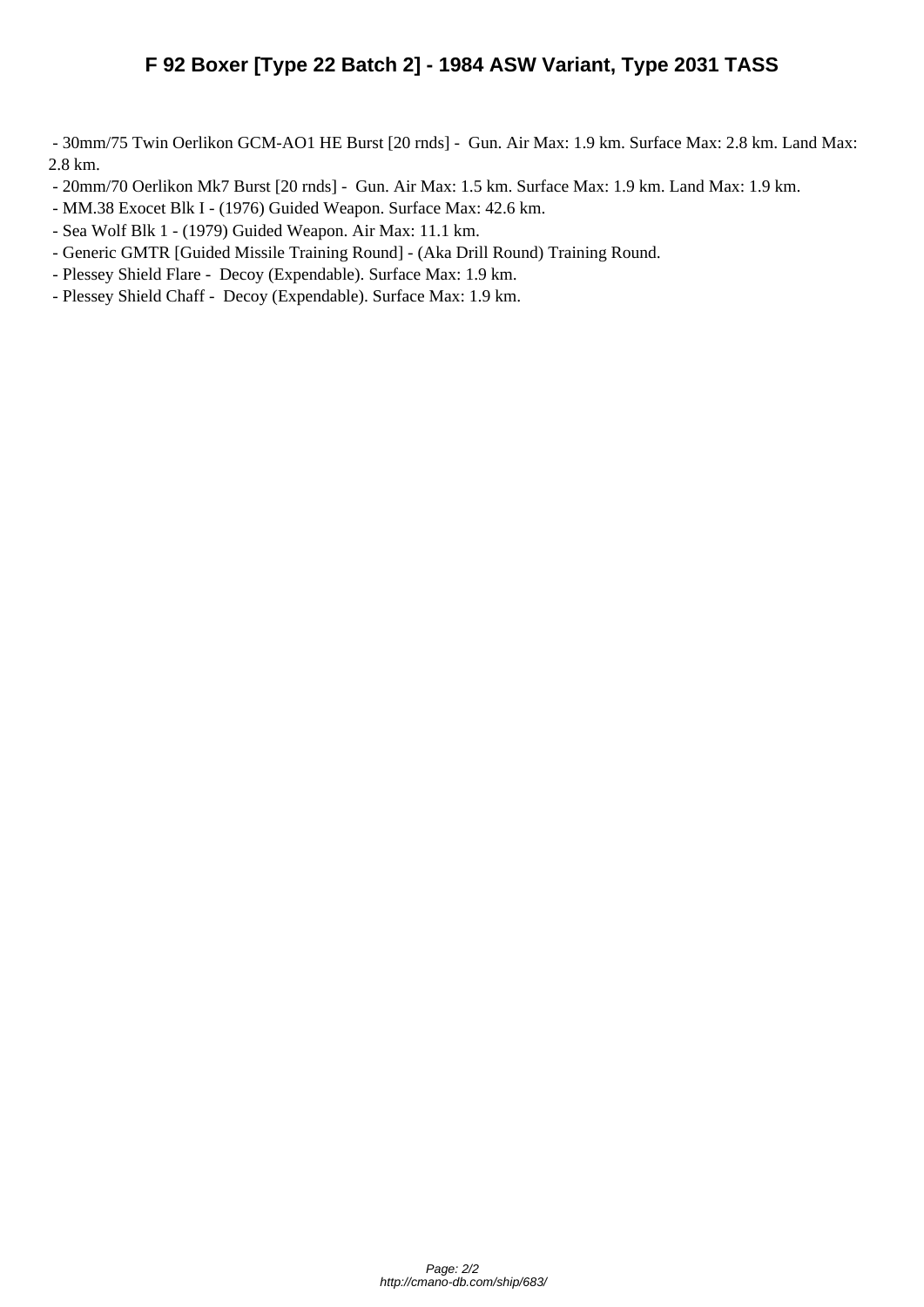- 30mm/75 Twin Oerlikon GCM-AO1 HE Burst [20 rnds] - Gun. Air Max: 1.9 km. Surface Max: 2.8 km. Land Max: 2.8 km.
- 20mm/70 Oerlikon Mk7 Burst [20 rnds] - Gun. Air Max: 1.5 km. Surface Max: 1.9 km. Land Max: 1.9 km.
- MM.38 Exocet Blk I - (1976) Guided Weapon. Surface Max: 42.6 km.
- Sea Wolf Blk 1 - (1979) Guided Weapon. Air Max: 11.1 km.
- Generic GMTR [Guided Missile Training Round] - (Aka Drill Round) Training Round.
- Plessey Shield Flare - Decoy (Expendable). Surface Max: 1.9 km.
- Plessey Shield Chaff - Decoy (Expendable). Surface Max: 1.9 km.